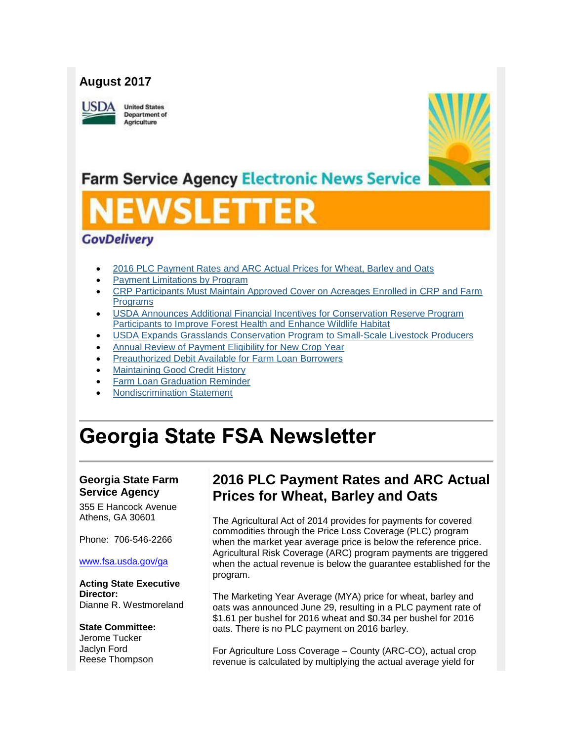**August 2017**

United States Department of Agriculture

Farm Service Agency Electronic News Service

# NEWSLETTER

GovDelivery

- 2016 PLC Payment Rates and ARC Actual Prices for Wheat, Barley and Oats
- Payment Limitations by Program
- CRP Participants Must Maintain Approved Cover on Acreages Enrolled in CRP and Farm Programs
- USDA Announces Additional Financial Incentives for Conservation Reserve Program Participants to Improve Forest Health and Enhance Wildlife Habitat
- USDA Expands Grasslands Conservation Program to Small-Scale Livestock Producers
- Annual Review of Payment Eligibility for New Crop Year
- Preauthorized Debit Available for Farm Loan Borrowers
- Maintaining Good Credit History
- Farm Loan Graduation Reminder
- Nondiscrimination Statement

# Georgia State FSA Newsletter

**Georgia State Farm Service Agency**

355 E Hancock Avenue
Athens, GA 30601

Phone: 706-546-2266

www.fsa.usda.gov/ga

**Acting State Executive Director:**
Dianne R. Westmoreland

**State Committee:**
Jerome Tucker
Jaclyn Ford
Reese Thompson

## 2016 PLC Payment Rates and ARC Actual Prices for Wheat, Barley and Oats

The Agricultural Act of 2014 provides for payments for covered commodities through the Price Loss Coverage (PLC) program when the market year average price is below the reference price. Agricultural Risk Coverage (ARC) program payments are triggered when the actual revenue is below the guarantee established for the program.

The Marketing Year Average (MYA) price for wheat, barley and oats was announced June 29, resulting in a PLC payment rate of $1.61 per bushel for 2016 wheat and $0.34 per bushel for 2016 oats. There is no PLC payment on 2016 barley.

For Agriculture Loss Coverage – County (ARC-CO), actual crop revenue is calculated by multiplying the actual average yield for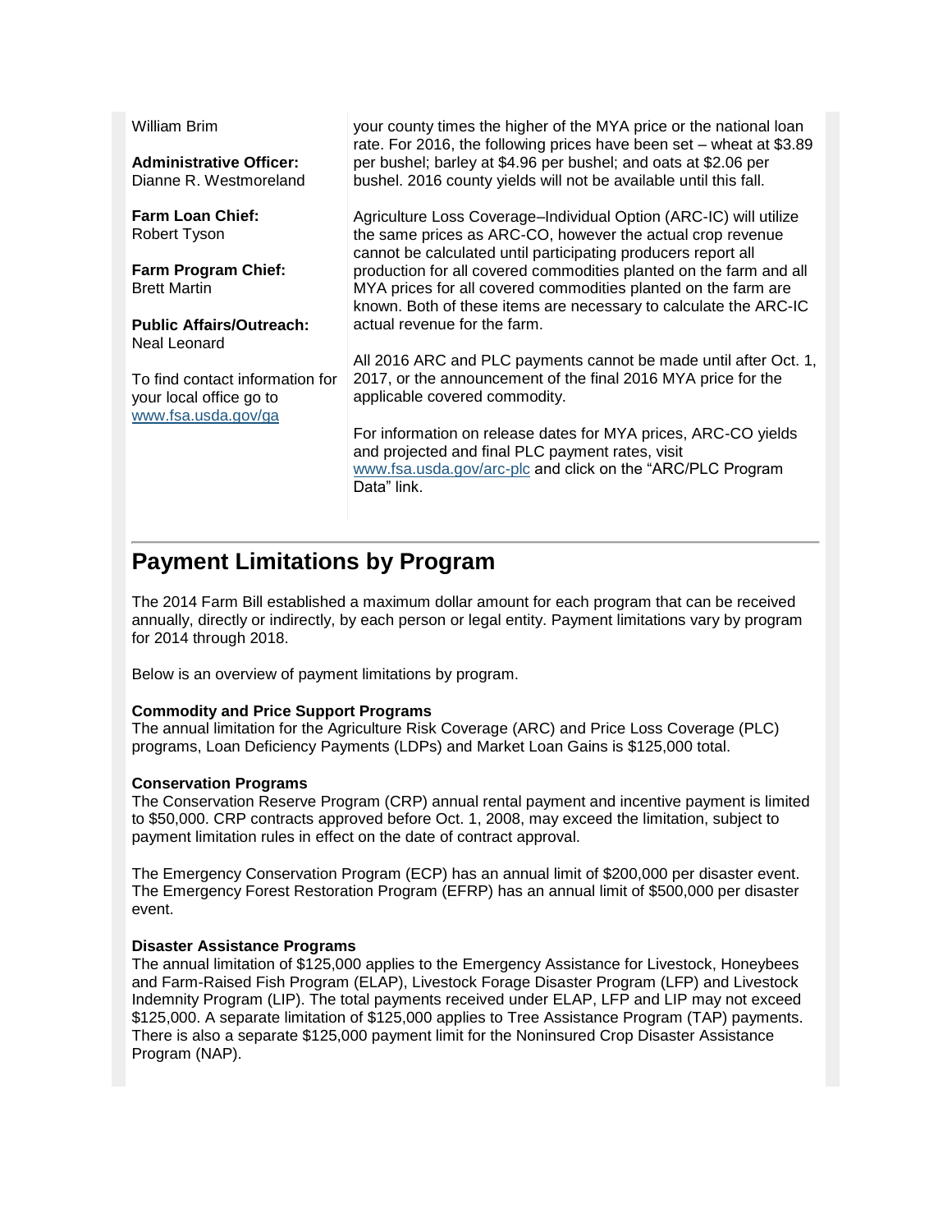William Brim

**Administrative Officer:**
Dianne R. Westmoreland

**Farm Loan Chief:**
Robert Tyson

**Farm Program Chief:**
Brett Martin

**Public Affairs/Outreach:**
Neal Leonard

To find contact information for your local office go to www.fsa.usda.gov/ga

your county times the higher of the MYA price or the national loan rate. For 2016, the following prices have been set – wheat at $3.89 per bushel; barley at $4.96 per bushel; and oats at $2.06 per bushel. 2016 county yields will not be available until this fall.

Agriculture Loss Coverage–Individual Option (ARC-IC) will utilize the same prices as ARC-CO, however the actual crop revenue cannot be calculated until participating producers report all production for all covered commodities planted on the farm and all MYA prices for all covered commodities planted on the farm are known. Both of these items are necessary to calculate the ARC-IC actual revenue for the farm.

All 2016 ARC and PLC payments cannot be made until after Oct. 1, 2017, or the announcement of the final 2016 MYA price for the applicable covered commodity.

For information on release dates for MYA prices, ARC-CO yields and projected and final PLC payment rates, visit www.fsa.usda.gov/arc-plc and click on the "ARC/PLC Program Data" link.

## Payment Limitations by Program

The 2014 Farm Bill established a maximum dollar amount for each program that can be received annually, directly or indirectly, by each person or legal entity. Payment limitations vary by program for 2014 through 2018.

Below is an overview of payment limitations by program.

**Commodity and Price Support Programs**
The annual limitation for the Agriculture Risk Coverage (ARC) and Price Loss Coverage (PLC) programs, Loan Deficiency Payments (LDPs) and Market Loan Gains is $125,000 total.

**Conservation Programs**
The Conservation Reserve Program (CRP) annual rental payment and incentive payment is limited to $50,000. CRP contracts approved before Oct. 1, 2008, may exceed the limitation, subject to payment limitation rules in effect on the date of contract approval.

The Emergency Conservation Program (ECP) has an annual limit of $200,000 per disaster event. The Emergency Forest Restoration Program (EFRP) has an annual limit of $500,000 per disaster event.

**Disaster Assistance Programs**
The annual limitation of $125,000 applies to the Emergency Assistance for Livestock, Honeybees and Farm-Raised Fish Program (ELAP), Livestock Forage Disaster Program (LFP) and Livestock Indemnity Program (LIP). The total payments received under ELAP, LFP and LIP may not exceed $125,000. A separate limitation of $125,000 applies to Tree Assistance Program (TAP) payments. There is also a separate $125,000 payment limit for the Noninsured Crop Disaster Assistance Program (NAP).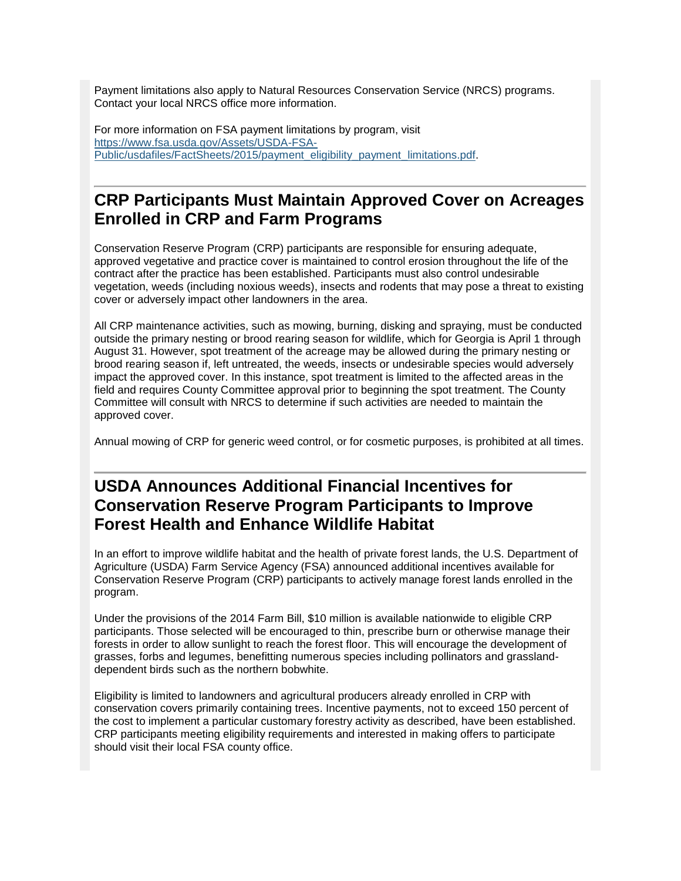Payment limitations also apply to Natural Resources Conservation Service (NRCS) programs. Contact your local NRCS office more information.

For more information on FSA payment limitations by program, visit [https://www.fsa.usda.gov/Assets/USDA-FSA-Public/usdafiles/FactSheets/2015/payment_eligibility_payment_limitations.pdf](https://www.fsa.usda.gov/Assets/USDA-FSA-Public/usdafiles/FactSheets/2015/payment_eligibility_payment_limitations.pdf).

## CRP Participants Must Maintain Approved Cover on Acreages Enrolled in CRP and Farm Programs

Conservation Reserve Program (CRP) participants are responsible for ensuring adequate, approved vegetative and practice cover is maintained to control erosion throughout the life of the contract after the practice has been established. Participants must also control undesirable vegetation, weeds (including noxious weeds), insects and rodents that may pose a threat to existing cover or adversely impact other landowners in the area.

All CRP maintenance activities, such as mowing, burning, disking and spraying, must be conducted outside the primary nesting or brood rearing season for wildlife, which for Georgia is April 1 through August 31. However, spot treatment of the acreage may be allowed during the primary nesting or brood rearing season if, left untreated, the weeds, insects or undesirable species would adversely impact the approved cover. In this instance, spot treatment is limited to the affected areas in the field and requires County Committee approval prior to beginning the spot treatment. The County Committee will consult with NRCS to determine if such activities are needed to maintain the approved cover.

Annual mowing of CRP for generic weed control, or for cosmetic purposes, is prohibited at all times.

## USDA Announces Additional Financial Incentives for Conservation Reserve Program Participants to Improve Forest Health and Enhance Wildlife Habitat

In an effort to improve wildlife habitat and the health of private forest lands, the U.S. Department of Agriculture (USDA) Farm Service Agency (FSA) announced additional incentives available for Conservation Reserve Program (CRP) participants to actively manage forest lands enrolled in the program.

Under the provisions of the 2014 Farm Bill, $10 million is available nationwide to eligible CRP participants. Those selected will be encouraged to thin, prescribe burn or otherwise manage their forests in order to allow sunlight to reach the forest floor. This will encourage the development of grasses, forbs and legumes, benefitting numerous species including pollinators and grassland-dependent birds such as the northern bobwhite.

Eligibility is limited to landowners and agricultural producers already enrolled in CRP with conservation covers primarily containing trees. Incentive payments, not to exceed 150 percent of the cost to implement a particular customary forestry activity as described, have been established. CRP participants meeting eligibility requirements and interested in making offers to participate should visit their local FSA county office.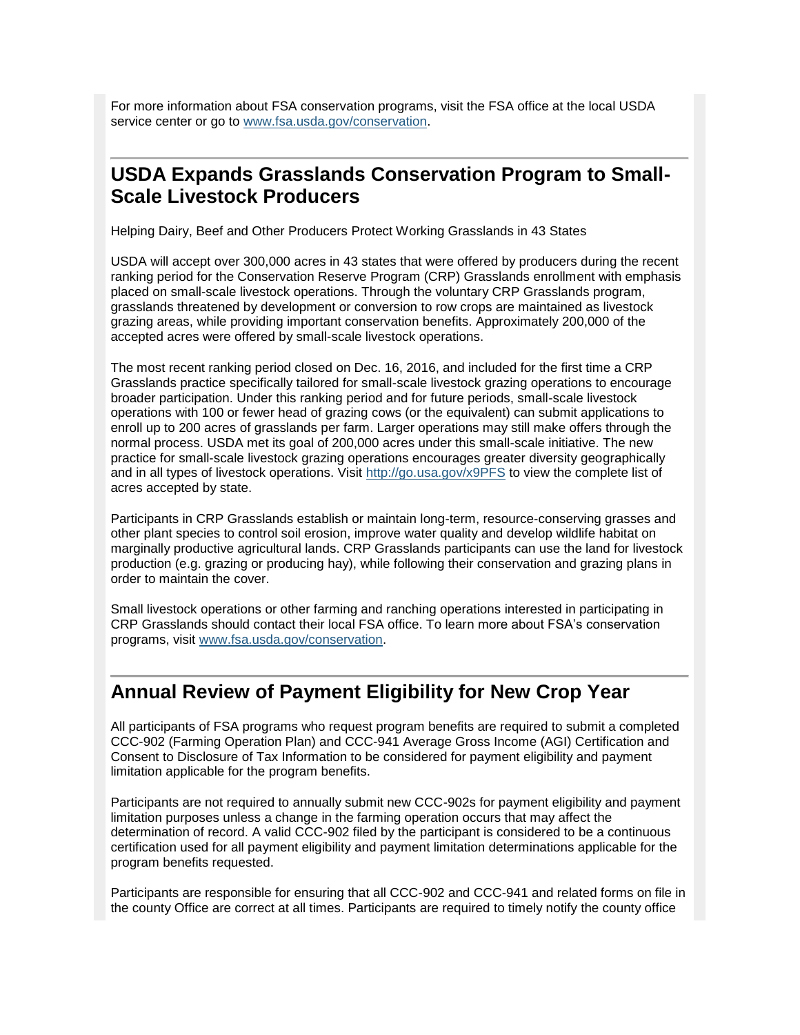For more information about FSA conservation programs, visit the FSA office at the local USDA service center or go to [www.fsa.usda.gov/conservation](http://www.fsa.usda.gov/conservation).

---

## USDA Expands Grasslands Conservation Program to Small-Scale Livestock Producers

Helping Dairy, Beef and Other Producers Protect Working Grasslands in 43 States

USDA will accept over 300,000 acres in 43 states that were offered by producers during the recent ranking period for the Conservation Reserve Program (CRP) Grasslands enrollment with emphasis placed on small-scale livestock operations. Through the voluntary CRP Grasslands program, grasslands threatened by development or conversion to row crops are maintained as livestock grazing areas, while providing important conservation benefits. Approximately 200,000 of the accepted acres were offered by small-scale livestock operations.

The most recent ranking period closed on Dec. 16, 2016, and included for the first time a CRP Grasslands practice specifically tailored for small-scale livestock grazing operations to encourage broader participation. Under this ranking period and for future periods, small-scale livestock operations with 100 or fewer head of grazing cows (or the equivalent) can submit applications to enroll up to 200 acres of grasslands per farm. Larger operations may still make offers through the normal process. USDA met its goal of 200,000 acres under this small-scale initiative. The new practice for small-scale livestock grazing operations encourages greater diversity geographically and in all types of livestock operations. Visit [http://go.usa.gov/x9PFS](http://go.usa.gov/x9PFS) to view the complete list of acres accepted by state.

Participants in CRP Grasslands establish or maintain long-term, resource-conserving grasses and other plant species to control soil erosion, improve water quality and develop wildlife habitat on marginally productive agricultural lands. CRP Grasslands participants can use the land for livestock production (e.g. grazing or producing hay), while following their conservation and grazing plans in order to maintain the cover.

Small livestock operations or other farming and ranching operations interested in participating in CRP Grasslands should contact their local FSA office. To learn more about FSA's conservation programs, visit [www.fsa.usda.gov/conservation](http://www.fsa.usda.gov/conservation).

---

## Annual Review of Payment Eligibility for New Crop Year

All participants of FSA programs who request program benefits are required to submit a completed CCC-902 (Farming Operation Plan) and CCC-941 Average Gross Income (AGI) Certification and Consent to Disclosure of Tax Information to be considered for payment eligibility and payment limitation applicable for the program benefits.

Participants are not required to annually submit new CCC-902s for payment eligibility and payment limitation purposes unless a change in the farming operation occurs that may affect the determination of record. A valid CCC-902 filed by the participant is considered to be a continuous certification used for all payment eligibility and payment limitation determinations applicable for the program benefits requested.

Participants are responsible for ensuring that all CCC-902 and CCC-941 and related forms on file in the county Office are correct at all times. Participants are required to timely notify the county office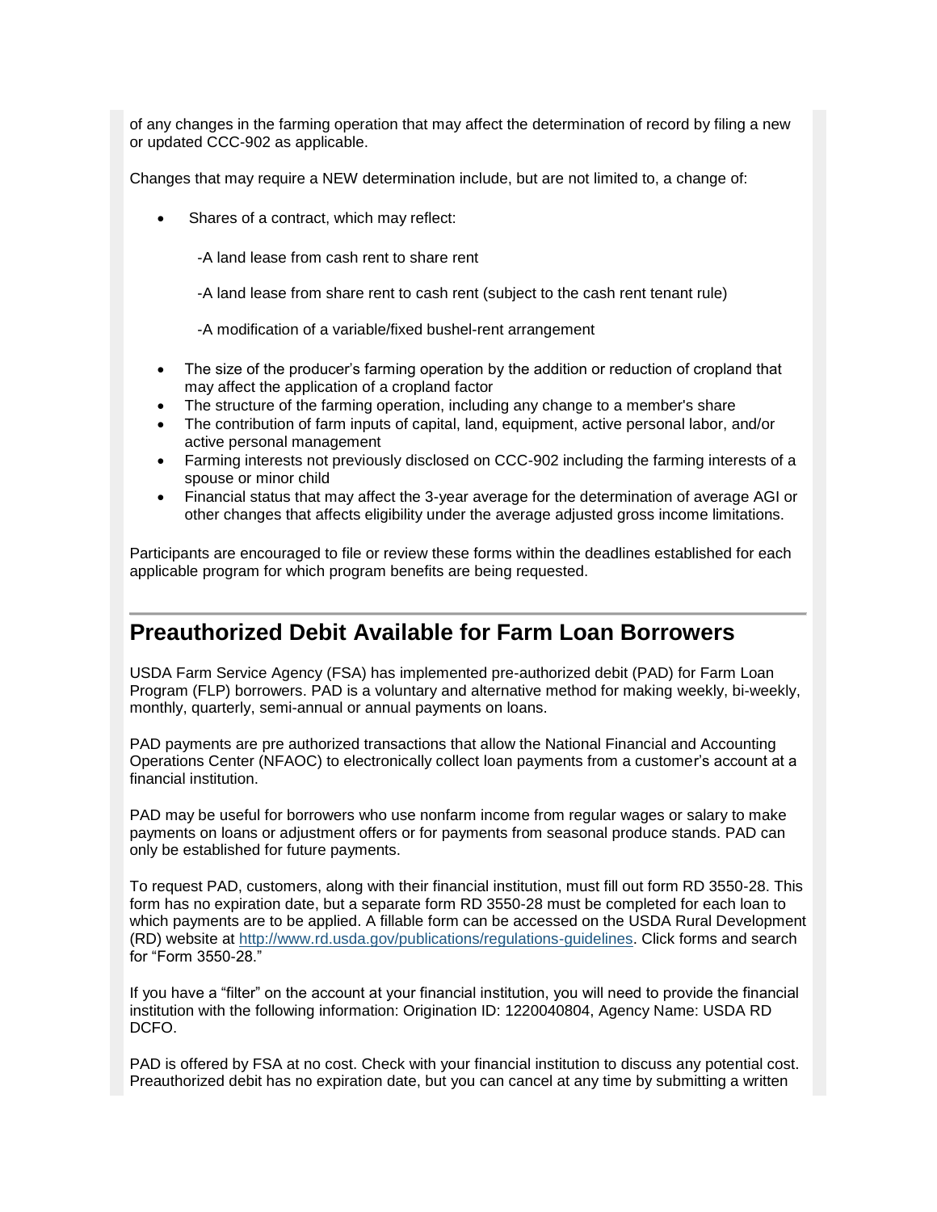of any changes in the farming operation that may affect the determination of record by filing a new or updated CCC-902 as applicable.

Changes that may require a NEW determination include, but are not limited to, a change of:

- Shares of a contract, which may reflect:
  - -A land lease from cash rent to share rent
  - -A land lease from share rent to cash rent (subject to the cash rent tenant rule)
  - -A modification of a variable/fixed bushel-rent arrangement
- The size of the producer's farming operation by the addition or reduction of cropland that may affect the application of a cropland factor
- The structure of the farming operation, including any change to a member's share
- The contribution of farm inputs of capital, land, equipment, active personal labor, and/or active personal management
- Farming interests not previously disclosed on CCC-902 including the farming interests of a spouse or minor child
- Financial status that may affect the 3-year average for the determination of average AGI or other changes that affects eligibility under the average adjusted gross income limitations.

Participants are encouraged to file or review these forms within the deadlines established for each applicable program for which program benefits are being requested.

## Preauthorized Debit Available for Farm Loan Borrowers

USDA Farm Service Agency (FSA) has implemented pre-authorized debit (PAD) for Farm Loan Program (FLP) borrowers. PAD is a voluntary and alternative method for making weekly, bi-weekly, monthly, quarterly, semi-annual or annual payments on loans.

PAD payments are pre authorized transactions that allow the National Financial and Accounting Operations Center (NFAOC) to electronically collect loan payments from a customer's account at a financial institution.

PAD may be useful for borrowers who use nonfarm income from regular wages or salary to make payments on loans or adjustment offers or for payments from seasonal produce stands. PAD can only be established for future payments.

To request PAD, customers, along with their financial institution, must fill out form RD 3550-28. This form has no expiration date, but a separate form RD 3550-28 must be completed for each loan to which payments are to be applied. A fillable form can be accessed on the USDA Rural Development (RD) website at http://www.rd.usda.gov/publications/regulations-guidelines. Click forms and search for "Form 3550-28."

If you have a "filter" on the account at your financial institution, you will need to provide the financial institution with the following information: Origination ID: 1220040804, Agency Name: USDA RD DCFO.

PAD is offered by FSA at no cost. Check with your financial institution to discuss any potential cost. Preauthorized debit has no expiration date, but you can cancel at any time by submitting a written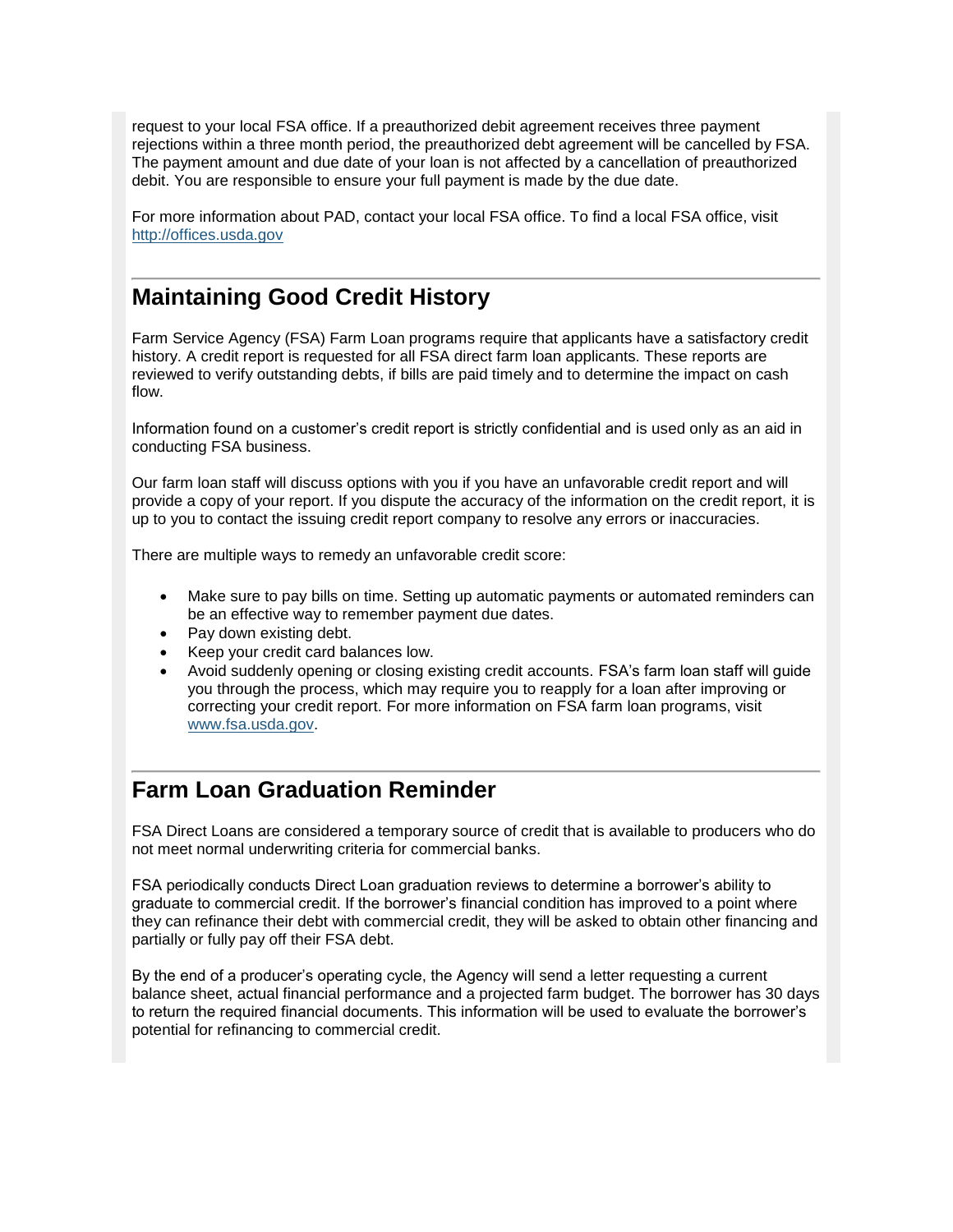request to your local FSA office. If a preauthorized debit agreement receives three payment rejections within a three month period, the preauthorized debt agreement will be cancelled by FSA. The payment amount and due date of your loan is not affected by a cancellation of preauthorized debit. You are responsible to ensure your full payment is made by the due date.

For more information about PAD, contact your local FSA office. To find a local FSA office, visit http://offices.usda.gov

## Maintaining Good Credit History

Farm Service Agency (FSA) Farm Loan programs require that applicants have a satisfactory credit history. A credit report is requested for all FSA direct farm loan applicants. These reports are reviewed to verify outstanding debts, if bills are paid timely and to determine the impact on cash flow.

Information found on a customer's credit report is strictly confidential and is used only as an aid in conducting FSA business.

Our farm loan staff will discuss options with you if you have an unfavorable credit report and will provide a copy of your report. If you dispute the accuracy of the information on the credit report, it is up to you to contact the issuing credit report company to resolve any errors or inaccuracies.

There are multiple ways to remedy an unfavorable credit score:

- Make sure to pay bills on time. Setting up automatic payments or automated reminders can be an effective way to remember payment due dates.
- Pay down existing debt.
- Keep your credit card balances low.
- Avoid suddenly opening or closing existing credit accounts. FSA's farm loan staff will guide you through the process, which may require you to reapply for a loan after improving or correcting your credit report. For more information on FSA farm loan programs, visit www.fsa.usda.gov.

## Farm Loan Graduation Reminder

FSA Direct Loans are considered a temporary source of credit that is available to producers who do not meet normal underwriting criteria for commercial banks.

FSA periodically conducts Direct Loan graduation reviews to determine a borrower's ability to graduate to commercial credit. If the borrower's financial condition has improved to a point where they can refinance their debt with commercial credit, they will be asked to obtain other financing and partially or fully pay off their FSA debt.

By the end of a producer's operating cycle, the Agency will send a letter requesting a current balance sheet, actual financial performance and a projected farm budget. The borrower has 30 days to return the required financial documents. This information will be used to evaluate the borrower's potential for refinancing to commercial credit.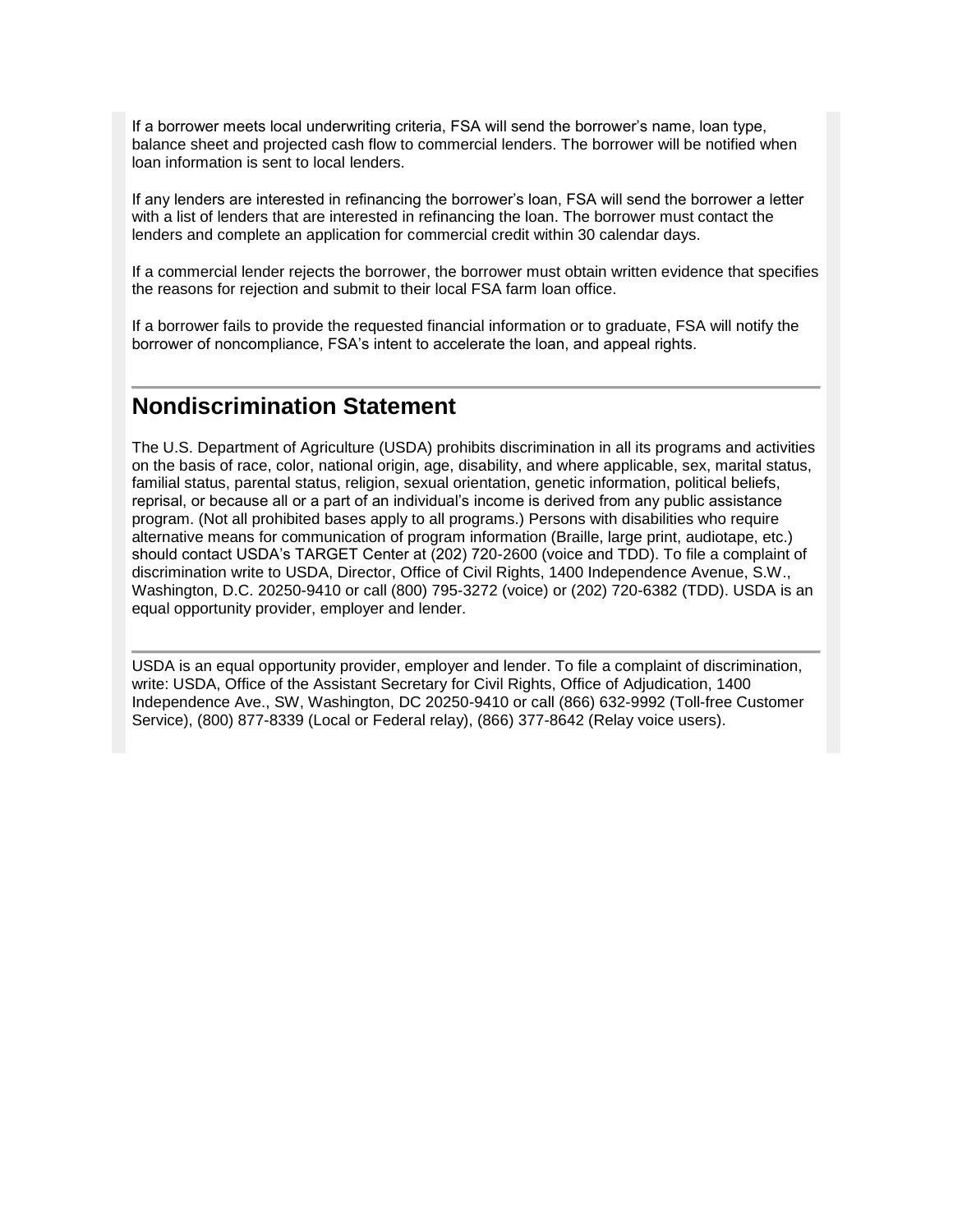If a borrower meets local underwriting criteria, FSA will send the borrower's name, loan type, balance sheet and projected cash flow to commercial lenders. The borrower will be notified when loan information is sent to local lenders.

If any lenders are interested in refinancing the borrower's loan, FSA will send the borrower a letter with a list of lenders that are interested in refinancing the loan. The borrower must contact the lenders and complete an application for commercial credit within 30 calendar days.

If a commercial lender rejects the borrower, the borrower must obtain written evidence that specifies the reasons for rejection and submit to their local FSA farm loan office.

If a borrower fails to provide the requested financial information or to graduate, FSA will notify the borrower of noncompliance, FSA's intent to accelerate the loan, and appeal rights.

---

## Nondiscrimination Statement

The U.S. Department of Agriculture (USDA) prohibits discrimination in all its programs and activities on the basis of race, color, national origin, age, disability, and where applicable, sex, marital status, familial status, parental status, religion, sexual orientation, genetic information, political beliefs, reprisal, or because all or a part of an individual's income is derived from any public assistance program. (Not all prohibited bases apply to all programs.) Persons with disabilities who require alternative means for communication of program information (Braille, large print, audiotape, etc.) should contact USDA's TARGET Center at (202) 720-2600 (voice and TDD). To file a complaint of discrimination write to USDA, Director, Office of Civil Rights, 1400 Independence Avenue, S.W., Washington, D.C. 20250-9410 or call (800) 795-3272 (voice) or (202) 720-6382 (TDD). USDA is an equal opportunity provider, employer and lender.

---

USDA is an equal opportunity provider, employer and lender. To file a complaint of discrimination, write: USDA, Office of the Assistant Secretary for Civil Rights, Office of Adjudication, 1400 Independence Ave., SW, Washington, DC 20250-9410 or call (866) 632-9992 (Toll-free Customer Service), (800) 877-8339 (Local or Federal relay), (866) 377-8642 (Relay voice users).